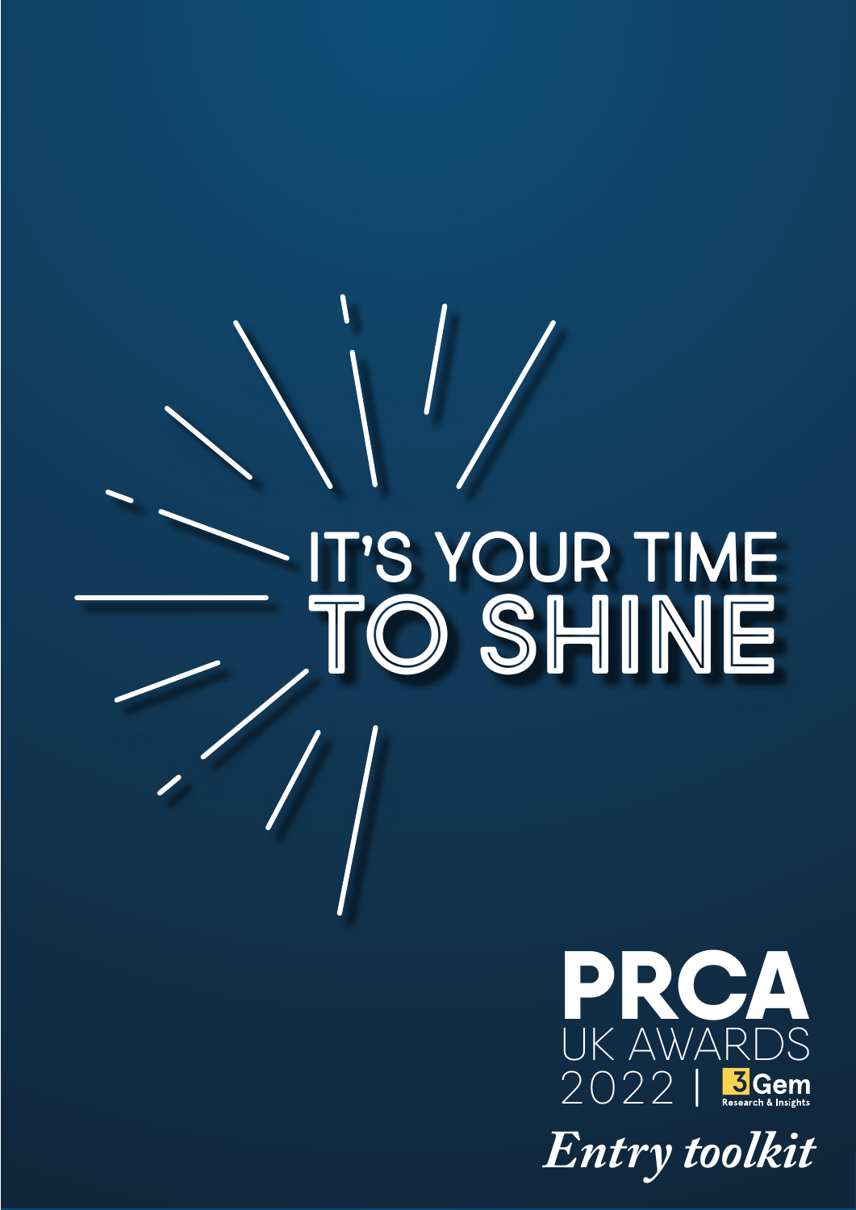# IT'S YOUR TIME TO SHINE

**PRCA**
UK AWARDS
2022 | 3Gem Research & Insights

*Entry toolkit*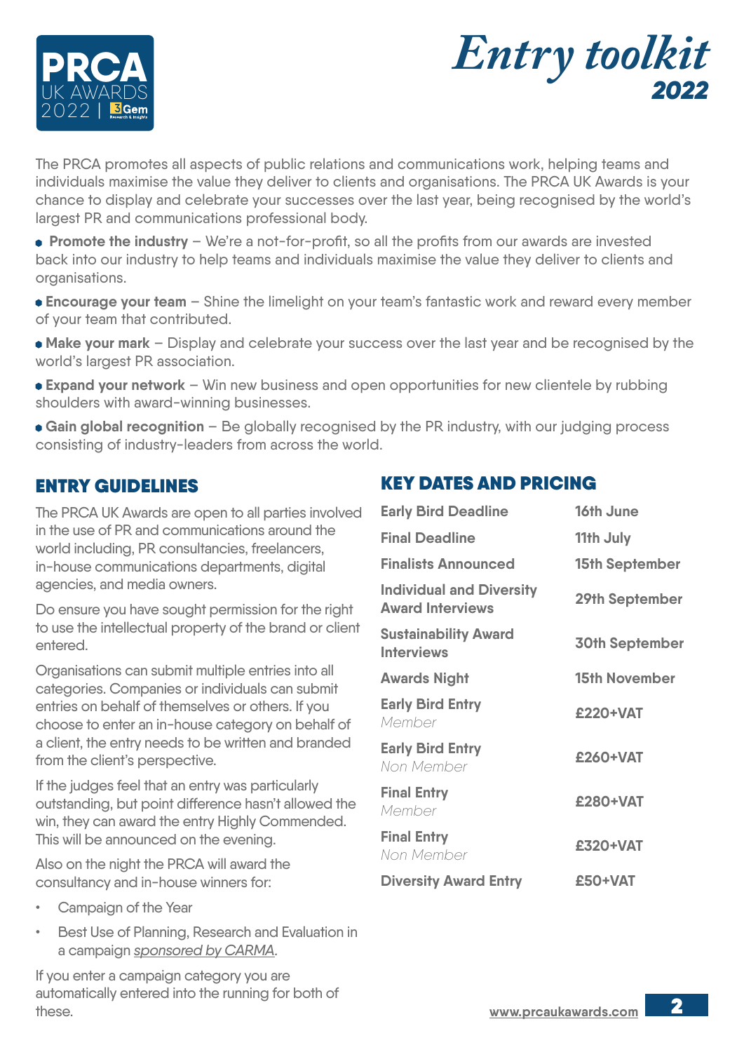# Entry toolkit 2022

The PRCA promotes all aspects of public relations and communications work, helping teams and individuals maximise the value they deliver to clients and organisations. The PRCA UK Awards is your chance to display and celebrate your successes over the last year, being recognised by the world's largest PR and communications professional body.

- **Promote the industry** – We're a not-for-profit, so all the profits from our awards are invested back into our industry to help teams and individuals maximise the value they deliver to clients and organisations.
- **Encourage your team** – Shine the limelight on your team's fantastic work and reward every member of your team that contributed.
- **Make your mark** – Display and celebrate your success over the last year and be recognised by the world's largest PR association.
- **Expand your network** – Win new business and open opportunities for new clientele by rubbing shoulders with award-winning businesses.
- **Gain global recognition** – Be globally recognised by the PR industry, with our judging process consisting of industry-leaders from across the world.

## ENTRY GUIDELINES

The PRCA UK Awards are open to all parties involved in the use of PR and communications around the world including, PR consultancies, freelancers, in-house communications departments, digital agencies, and media owners.

Do ensure you have sought permission for the right to use the intellectual property of the brand or client entered.

Organisations can submit multiple entries into all categories. Companies or individuals can submit entries on behalf of themselves or others. If you choose to enter an in-house category on behalf of a client, the entry needs to be written and branded from the client's perspective.

If the judges feel that an entry was particularly outstanding, but point difference hasn't allowed the win, they can award the entry Highly Commended. This will be announced on the evening.

Also on the night the PRCA will award the consultancy and in-house winners for:

- Campaign of the Year
- Best Use of Planning, Research and Evaluation in a campaign *sponsored by CARMA*.

If you enter a campaign category you are automatically entered into the running for both of these.

## KEY DATES AND PRICING

| | |
|---|---|
| **Early Bird Deadline** | **16th June** |
| **Final Deadline** | **11th July** |
| **Finalists Announced** | **15th September** |
| **Individual and Diversity Award Interviews** | **29th September** |
| **Sustainability Award Interviews** | **30th September** |
| **Awards Night** | **15th November** |
| **Early Bird Entry** *Member* | **£220+VAT** |
| **Early Bird Entry** *Non Member* | **£260+VAT** |
| **Final Entry** *Member* | **£280+VAT** |
| **Final Entry** *Non Member* | **£320+VAT** |
| **Diversity Award Entry** | **£50+VAT** |

www.prcaukawards.com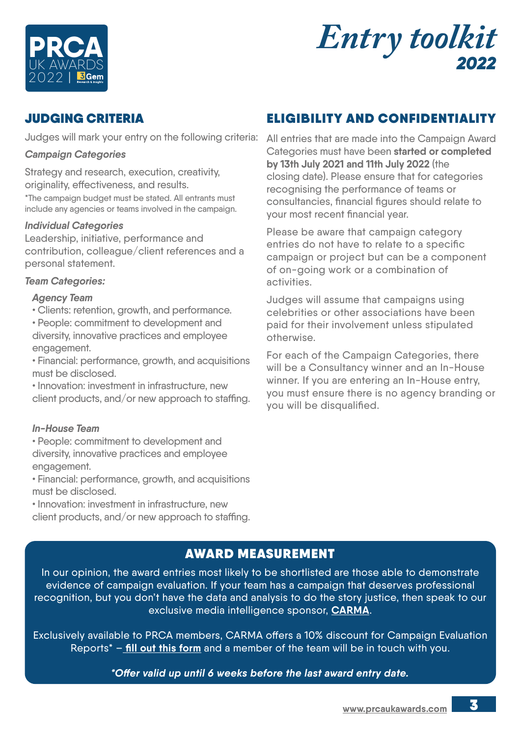# Entry toolkit 2022

## JUDGING CRITERIA

Judges will mark your entry on the following criteria:

***Campaign Categories***

Strategy and research, execution, creativity, originality, effectiveness, and results.

*The campaign budget must be stated. All entrants must include any agencies or teams involved in the campaign.

***Individual Categories***

Leadership, initiative, performance and contribution, colleague/client references and a personal statement.

***Team Categories:***

***Agency Team***

- Clients: retention, growth, and performance.
- People: commitment to development and diversity, innovative practices and employee engagement.
- Financial: performance, growth, and acquisitions must be disclosed.
- Innovation: investment in infrastructure, new client products, and/or new approach to staffing.

***In-House Team***

- People: commitment to development and diversity, innovative practices and employee engagement.
- Financial: performance, growth, and acquisitions must be disclosed.
- Innovation: investment in infrastructure, new client products, and/or new approach to staffing.

## ELIGIBILITY AND CONFIDENTIALITY

All entries that are made into the Campaign Award Categories must have been **started or completed by 13th July 2021 and 11th July 2022** (the closing date). Please ensure that for categories recognising the performance of teams or consultancies, financial figures should relate to your most recent financial year.

Please be aware that campaign category entries do not have to relate to a specific campaign or project but can be a component of on-going work or a combination of activities.

Judges will assume that campaigns using celebrities or other associations have been paid for their involvement unless stipulated otherwise.

For each of the Campaign Categories, there will be a Consultancy winner and an In-House winner. If you are entering an In-House entry, you must ensure there is no agency branding or you will be disqualified.

## AWARD MEASUREMENT

In our opinion, the award entries most likely to be shortlisted are those able to demonstrate evidence of campaign evaluation. If your team has a campaign that deserves professional recognition, but you don't have the data and analysis to do the story justice, then speak to our exclusive media intelligence sponsor, **CARMA**.

Exclusively available to PRCA members, CARMA offers a 10% discount for Campaign Evaluation Reports* – **fill out this form** and a member of the team will be in touch with you.

***\*Offer valid up until 6 weeks before the last award entry date.***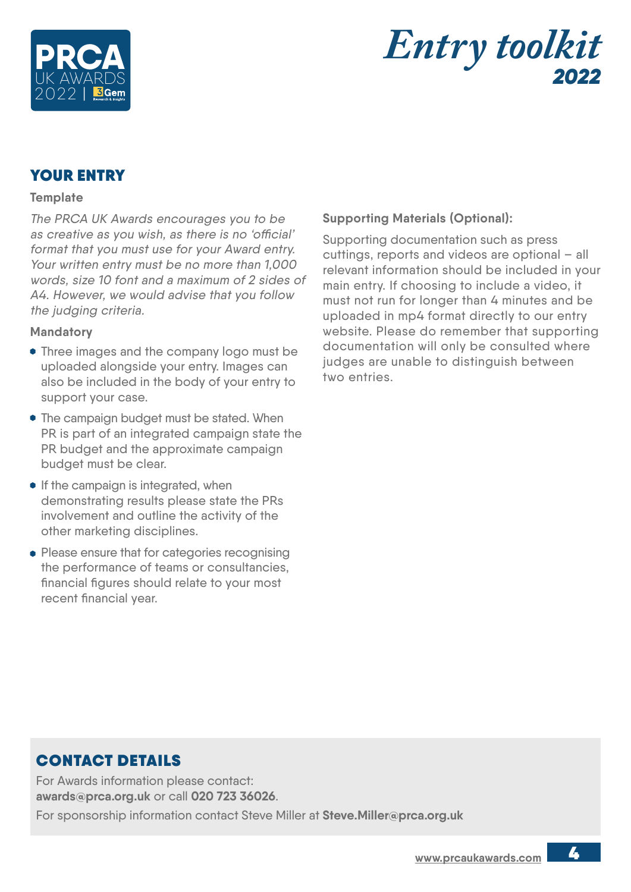## YOUR ENTRY

### Template

*The PRCA UK Awards encourages you to be as creative as you wish, as there is no 'official' format that you must use for your Award entry. Your written entry must be no more than 1,000 words, size 10 font and a maximum of 2 sides of A4. However, we would advise that you follow the judging criteria.*

### Mandatory

- Three images and the company logo must be uploaded alongside your entry. Images can also be included in the body of your entry to support your case.
- The campaign budget must be stated. When PR is part of an integrated campaign state the PR budget and the approximate campaign budget must be clear.
- If the campaign is integrated, when demonstrating results please state the PRs involvement and outline the activity of the other marketing disciplines.
- Please ensure that for categories recognising the performance of teams or consultancies, financial figures should relate to your most recent financial year.

### Supporting Materials (Optional):

Supporting documentation such as press cuttings, reports and videos are optional – all relevant information should be included in your main entry. If choosing to include a video, it must not run for longer than 4 minutes and be uploaded in mp4 format directly to our entry website. Please do remember that supporting documentation will only be consulted where judges are unable to distinguish between two entries.

## CONTACT DETAILS

For Awards information please contact:
**awards@prca.org.uk** or call **020 723 36026**.

For sponsorship information contact Steve Miller at **Steve.Miller@prca.org.uk**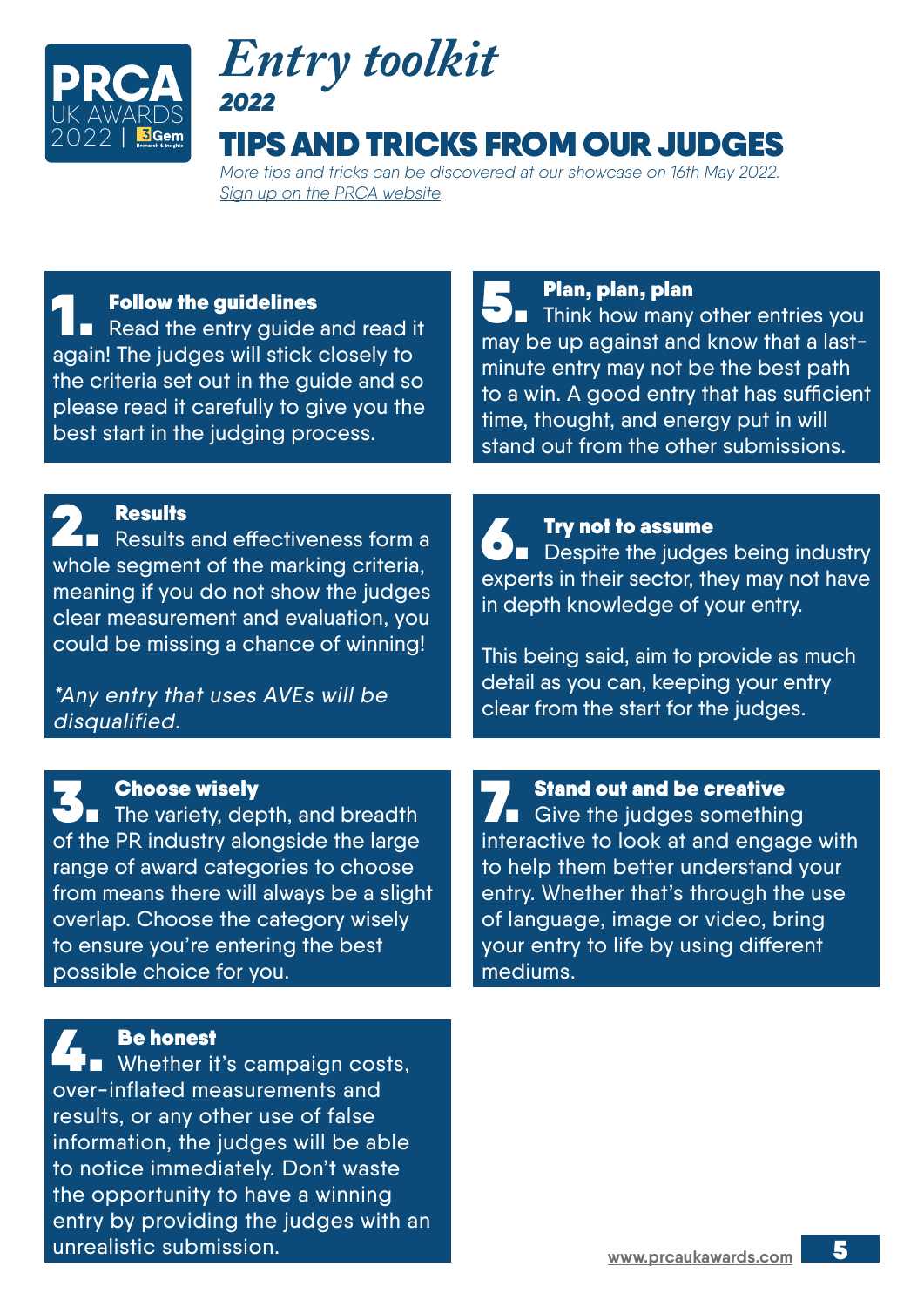# *Entry toolkit*

***2022***

## TIPS AND TRICKS FROM OUR JUDGES

*More tips and tricks can be discovered at our showcase on 16th May 2022. Sign up on the PRCA website.*

### 1. Follow the guidelines

Read the entry guide and read it again! The judges will stick closely to the criteria set out in the guide and so please read it carefully to give you the best start in the judging process.

### 2. Results

Results and effectiveness form a whole segment of the marking criteria, meaning if you do not show the judges clear measurement and evaluation, you could be missing a chance of winning!

*\*Any entry that uses AVEs will be disqualified.*

### 3. Choose wisely

The variety, depth, and breadth of the PR industry alongside the large range of award categories to choose from means there will always be a slight overlap. Choose the category wisely to ensure you're entering the best possible choice for you.

### 4. Be honest

Whether it's campaign costs, over-inflated measurements and results, or any other use of false information, the judges will be able to notice immediately. Don't waste the opportunity to have a winning entry by providing the judges with an unrealistic submission.

### 5. Plan, plan, plan

Think how many other entries you may be up against and know that a last-minute entry may not be the best path to a win. A good entry that has sufficient time, thought, and energy put in will stand out from the other submissions.

### 6. Try not to assume

Despite the judges being industry experts in their sector, they may not have in depth knowledge of your entry.

This being said, aim to provide as much detail as you can, keeping your entry clear from the start for the judges.

### 7. Stand out and be creative

Give the judges something interactive to look at and engage with to help them better understand your entry. Whether that's through the use of language, image or video, bring your entry to life by using different mediums.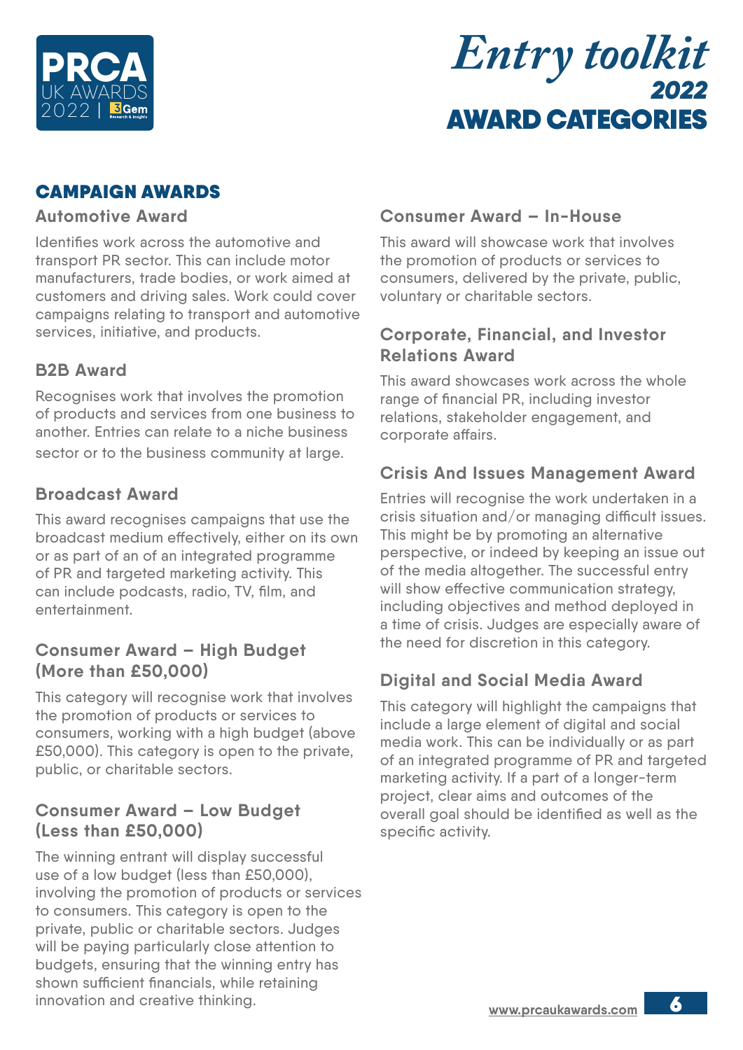# Entry toolkit 2022 AWARD CATEGORIES

## CAMPAIGN AWARDS

### Automotive Award

Identifies work across the automotive and transport PR sector. This can include motor manufacturers, trade bodies, or work aimed at customers and driving sales. Work could cover campaigns relating to transport and automotive services, initiative, and products.

### B2B Award

Recognises work that involves the promotion of products and services from one business to another. Entries can relate to a niche business sector or to the business community at large.

### Broadcast Award

This award recognises campaigns that use the broadcast medium effectively, either on its own or as part of an of an integrated programme of PR and targeted marketing activity. This can include podcasts, radio, TV, film, and entertainment.

### Consumer Award – High Budget (More than £50,000)

This category will recognise work that involves the promotion of products or services to consumers, working with a high budget (above £50,000). This category is open to the private, public, or charitable sectors.

### Consumer Award – Low Budget (Less than £50,000)

The winning entrant will display successful use of a low budget (less than £50,000), involving the promotion of products or services to consumers. This category is open to the private, public or charitable sectors. Judges will be paying particularly close attention to budgets, ensuring that the winning entry has shown sufficient financials, while retaining innovation and creative thinking.

### Consumer Award – In-House

This award will showcase work that involves the promotion of products or services to consumers, delivered by the private, public, voluntary or charitable sectors.

### Corporate, Financial, and Investor Relations Award

This award showcases work across the whole range of financial PR, including investor relations, stakeholder engagement, and corporate affairs.

### Crisis And Issues Management Award

Entries will recognise the work undertaken in a crisis situation and/or managing difficult issues. This might be by promoting an alternative perspective, or indeed by keeping an issue out of the media altogether. The successful entry will show effective communication strategy, including objectives and method deployed in a time of crisis. Judges are especially aware of the need for discretion in this category.

### Digital and Social Media Award

This category will highlight the campaigns that include a large element of digital and social media work. This can be individually or as part of an integrated programme of PR and targeted marketing activity. If a part of a longer-term project, clear aims and outcomes of the overall goal should be identified as well as the specific activity.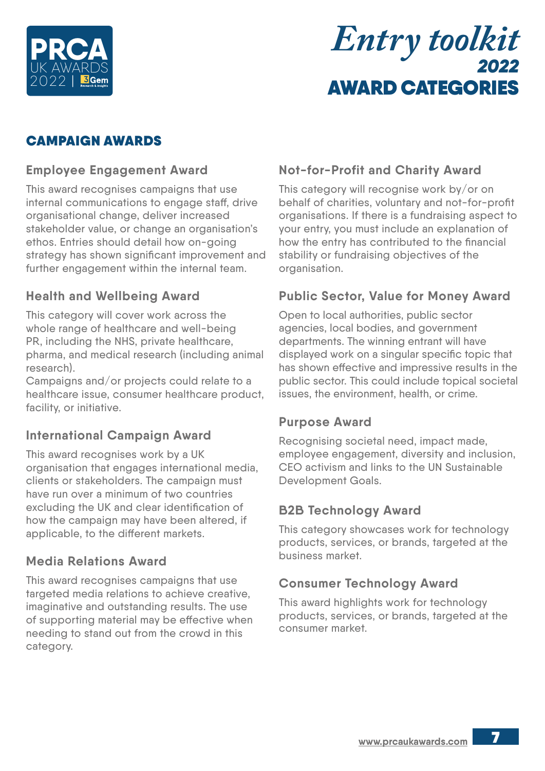# Entry toolkit 2022

# AWARD CATEGORIES

## CAMPAIGN AWARDS

### Employee Engagement Award

This award recognises campaigns that use internal communications to engage staff, drive organisational change, deliver increased stakeholder value, or change an organisation's ethos. Entries should detail how on-going strategy has shown significant improvement and further engagement within the internal team.

### Health and Wellbeing Award

This category will cover work across the whole range of healthcare and well-being PR, including the NHS, private healthcare, pharma, and medical research (including animal research).

Campaigns and/or projects could relate to a healthcare issue, consumer healthcare product, facility, or initiative.

### International Campaign Award

This award recognises work by a UK organisation that engages international media, clients or stakeholders. The campaign must have run over a minimum of two countries excluding the UK and clear identification of how the campaign may have been altered, if applicable, to the different markets.

### Media Relations Award

This award recognises campaigns that use targeted media relations to achieve creative, imaginative and outstanding results. The use of supporting material may be effective when needing to stand out from the crowd in this category.

### Not-for-Profit and Charity Award

This category will recognise work by/or on behalf of charities, voluntary and not-for-profit organisations. If there is a fundraising aspect to your entry, you must include an explanation of how the entry has contributed to the financial stability or fundraising objectives of the organisation.

### Public Sector, Value for Money Award

Open to local authorities, public sector agencies, local bodies, and government departments. The winning entrant will have displayed work on a singular specific topic that has shown effective and impressive results in the public sector. This could include topical societal issues, the environment, health, or crime.

### Purpose Award

Recognising societal need, impact made, employee engagement, diversity and inclusion, CEO activism and links to the UN Sustainable Development Goals.

### B2B Technology Award

This category showcases work for technology products, services, or brands, targeted at the business market.

### Consumer Technology Award

This award highlights work for technology products, services, or brands, targeted at the consumer market.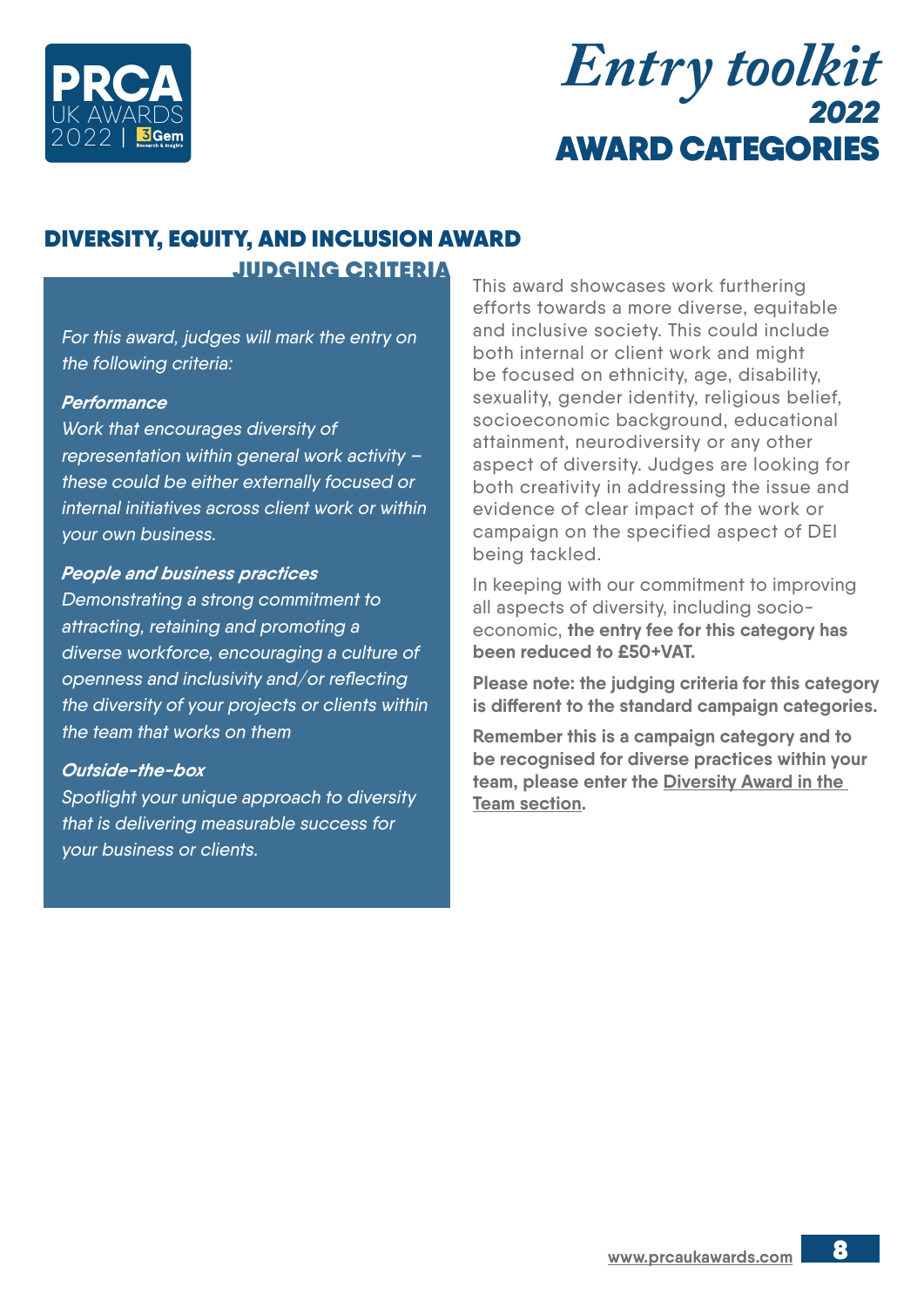## DIVERSITY, EQUITY, AND INCLUSION AWARD

### JUDGING CRITERIA

*For this award, judges will mark the entry on the following criteria:*

***Performance***
*Work that encourages diversity of representation within general work activity – these could be either externally focused or internal initiatives across client work or within your own business.*

***People and business practices***
*Demonstrating a strong commitment to attracting, retaining and promoting a diverse workforce, encouraging a culture of openness and inclusivity and/or reflecting the diversity of your projects or clients within the team that works on them*

***Outside-the-box***
*Spotlight your unique approach to diversity that is delivering measurable success for your business or clients.*

This award showcases work furthering efforts towards a more diverse, equitable and inclusive society. This could include both internal or client work and might be focused on ethnicity, age, disability, sexuality, gender identity, religious belief, socioeconomic background, educational attainment, neurodiversity or any other aspect of diversity. Judges are looking for both creativity in addressing the issue and evidence of clear impact of the work or campaign on the specified aspect of DEI being tackled.

In keeping with our commitment to improving all aspects of diversity, including socio-economic, **the entry fee for this category has been reduced to £50+VAT.**

**Please note: the judging criteria for this category is different to the standard campaign categories.**

**Remember this is a campaign category and to be recognised for diverse practices within your team, please enter the Diversity Award in the Team section.**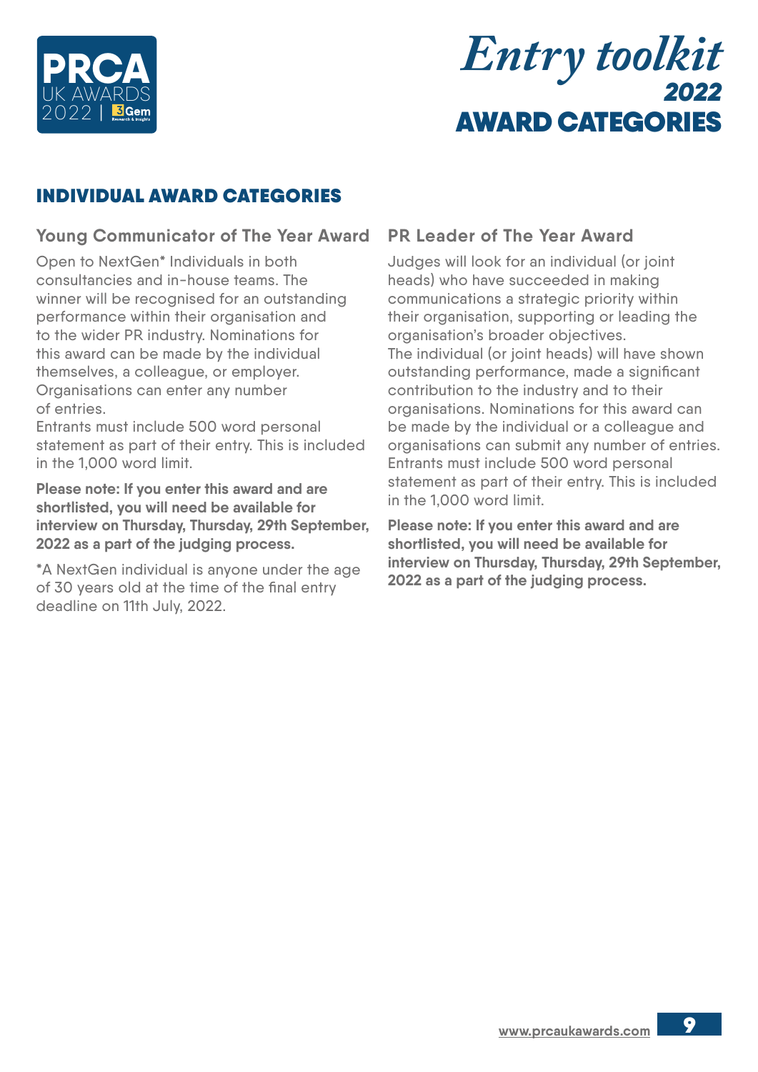# Entry toolkit 2022

# AWARD CATEGORIES

## INDIVIDUAL AWARD CATEGORIES

### Young Communicator of The Year Award

Open to NextGen* Individuals in both consultancies and in-house teams. The winner will be recognised for an outstanding performance within their organisation and to the wider PR industry. Nominations for this award can be made by the individual themselves, a colleague, or employer. Organisations can enter any number of entries.

Entrants must include 500 word personal statement as part of their entry. This is included in the 1,000 word limit.

**Please note: If you enter this award and are shortlisted, you will need be available for interview on Thursday, Thursday, 29th September, 2022 as a part of the judging process.**

*A NextGen individual is anyone under the age of 30 years old at the time of the final entry deadline on 11th July, 2022.

### PR Leader of The Year Award

Judges will look for an individual (or joint heads) who have succeeded in making communications a strategic priority within their organisation, supporting or leading the organisation's broader objectives.

The individual (or joint heads) will have shown outstanding performance, made a significant contribution to the industry and to their organisations. Nominations for this award can be made by the individual or a colleague and organisations can submit any number of entries.

Entrants must include 500 word personal statement as part of their entry. This is included in the 1,000 word limit.

**Please note: If you enter this award and are shortlisted, you will need be available for interview on Thursday, Thursday, 29th September, 2022 as a part of the judging process.**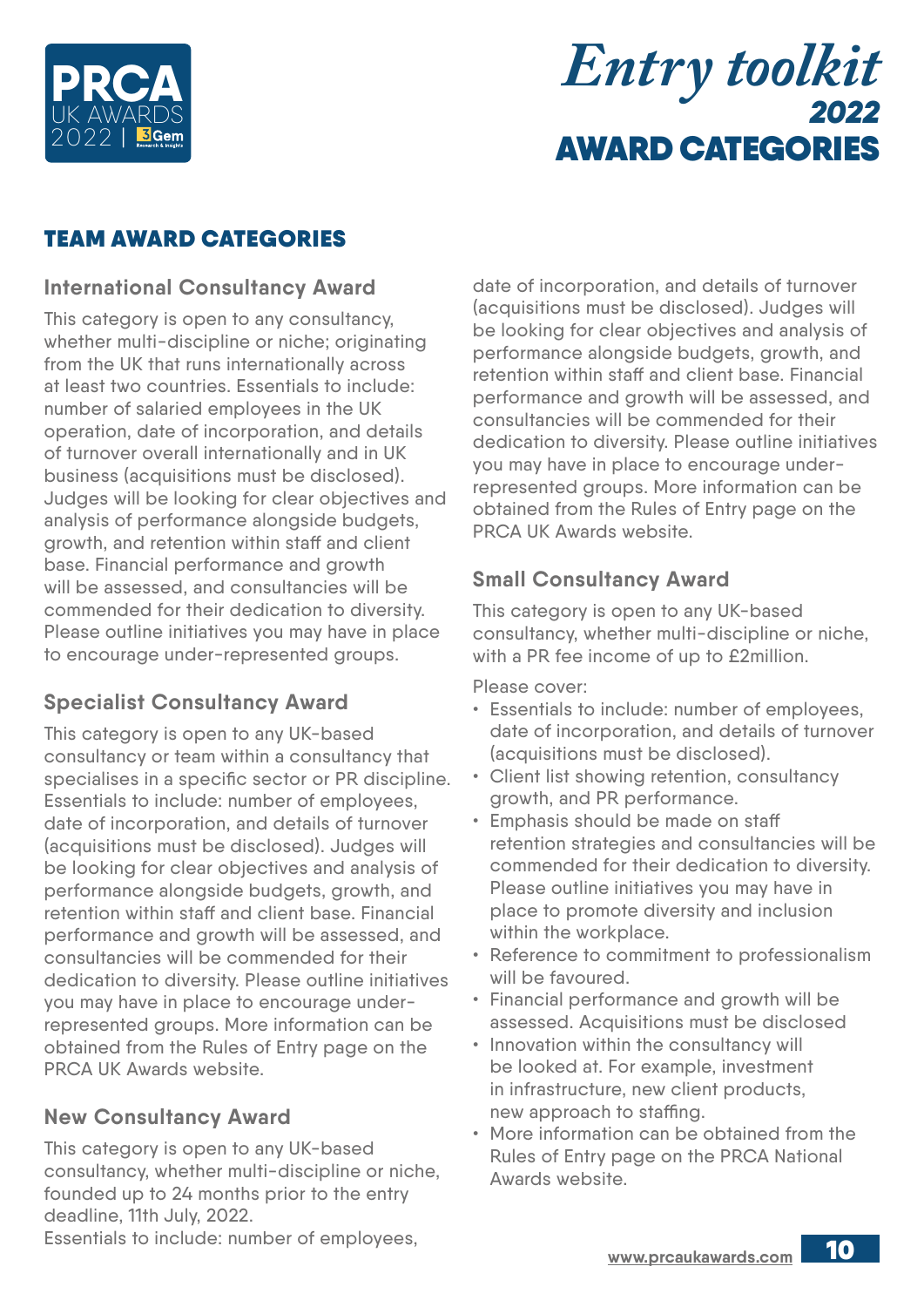# Entry toolkit 2022 AWARD CATEGORIES

## TEAM AWARD CATEGORIES

### International Consultancy Award

This category is open to any consultancy, whether multi-discipline or niche; originating from the UK that runs internationally across at least two countries. Essentials to include: number of salaried employees in the UK operation, date of incorporation, and details of turnover overall internationally and in UK business (acquisitions must be disclosed). Judges will be looking for clear objectives and analysis of performance alongside budgets, growth, and retention within staff and client base. Financial performance and growth will be assessed, and consultancies will be commended for their dedication to diversity. Please outline initiatives you may have in place to encourage under-represented groups.

### Specialist Consultancy Award

This category is open to any UK-based consultancy or team within a consultancy that specialises in a specific sector or PR discipline. Essentials to include: number of employees, date of incorporation, and details of turnover (acquisitions must be disclosed). Judges will be looking for clear objectives and analysis of performance alongside budgets, growth, and retention within staff and client base. Financial performance and growth will be assessed, and consultancies will be commended for their dedication to diversity. Please outline initiatives you may have in place to encourage under-represented groups. More information can be obtained from the Rules of Entry page on the PRCA UK Awards website.

### New Consultancy Award

This category is open to any UK-based consultancy, whether multi-discipline or niche, founded up to 24 months prior to the entry deadline, 11th July, 2022.
Essentials to include: number of employees, date of incorporation, and details of turnover (acquisitions must be disclosed). Judges will be looking for clear objectives and analysis of performance alongside budgets, growth, and retention within staff and client base. Financial performance and growth will be assessed, and consultancies will be commended for their dedication to diversity. Please outline initiatives you may have in place to encourage under-represented groups. More information can be obtained from the Rules of Entry page on the PRCA UK Awards website.

### Small Consultancy Award

This category is open to any UK-based consultancy, whether multi-discipline or niche, with a PR fee income of up to £2million.

Please cover:

- Essentials to include: number of employees, date of incorporation, and details of turnover (acquisitions must be disclosed).
- Client list showing retention, consultancy growth, and PR performance.
- Emphasis should be made on staff retention strategies and consultancies will be commended for their dedication to diversity. Please outline initiatives you may have in place to promote diversity and inclusion within the workplace.
- Reference to commitment to professionalism will be favoured.
- Financial performance and growth will be assessed. Acquisitions must be disclosed
- Innovation within the consultancy will be looked at. For example, investment in infrastructure, new client products, new approach to staffing.
- More information can be obtained from the Rules of Entry page on the PRCA National Awards website.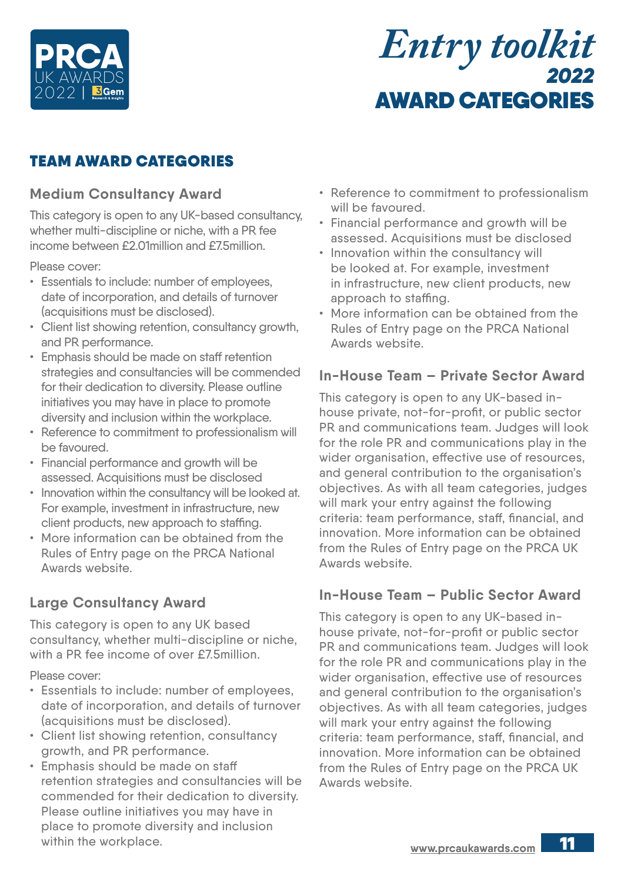# Entry toolkit 2022 AWARD CATEGORIES

## TEAM AWARD CATEGORIES

### Medium Consultancy Award

This category is open to any UK-based consultancy, whether multi-discipline or niche, with a PR fee income between £2.01million and £7.5million.

Please cover:

- Essentials to include: number of employees, date of incorporation, and details of turnover (acquisitions must be disclosed).
- Client list showing retention, consultancy growth, and PR performance.
- Emphasis should be made on staff retention strategies and consultancies will be commended for their dedication to diversity. Please outline initiatives you may have in place to promote diversity and inclusion within the workplace.
- Reference to commitment to professionalism will be favoured.
- Financial performance and growth will be assessed. Acquisitions must be disclosed
- Innovation within the consultancy will be looked at. For example, investment in infrastructure, new client products, new approach to staffing.
- More information can be obtained from the Rules of Entry page on the PRCA National Awards website.

### Large Consultancy Award

This category is open to any UK based consultancy, whether multi-discipline or niche, with a PR fee income of over £7.5million.

Please cover:

- Essentials to include: number of employees, date of incorporation, and details of turnover (acquisitions must be disclosed).
- Client list showing retention, consultancy growth, and PR performance.
- Emphasis should be made on staff retention strategies and consultancies will be commended for their dedication to diversity. Please outline initiatives you may have in place to promote diversity and inclusion within the workplace.
- Reference to commitment to professionalism will be favoured.
- Financial performance and growth will be assessed. Acquisitions must be disclosed
- Innovation within the consultancy will be looked at. For example, investment in infrastructure, new client products, new approach to staffing.
- More information can be obtained from the Rules of Entry page on the PRCA National Awards website.

### In-House Team – Private Sector Award

This category is open to any UK-based in-house private, not-for-profit, or public sector PR and communications team. Judges will look for the role PR and communications play in the wider organisation, effective use of resources, and general contribution to the organisation's objectives. As with all team categories, judges will mark your entry against the following criteria: team performance, staff, financial, and innovation. More information can be obtained from the Rules of Entry page on the PRCA UK Awards website.

### In-House Team – Public Sector Award

This category is open to any UK-based in-house private, not-for-profit or public sector PR and communications team. Judges will look for the role PR and communications play in the wider organisation, effective use of resources and general contribution to the organisation's objectives. As with all team categories, judges will mark your entry against the following criteria: team performance, staff, financial, and innovation. More information can be obtained from the Rules of Entry page on the PRCA UK Awards website.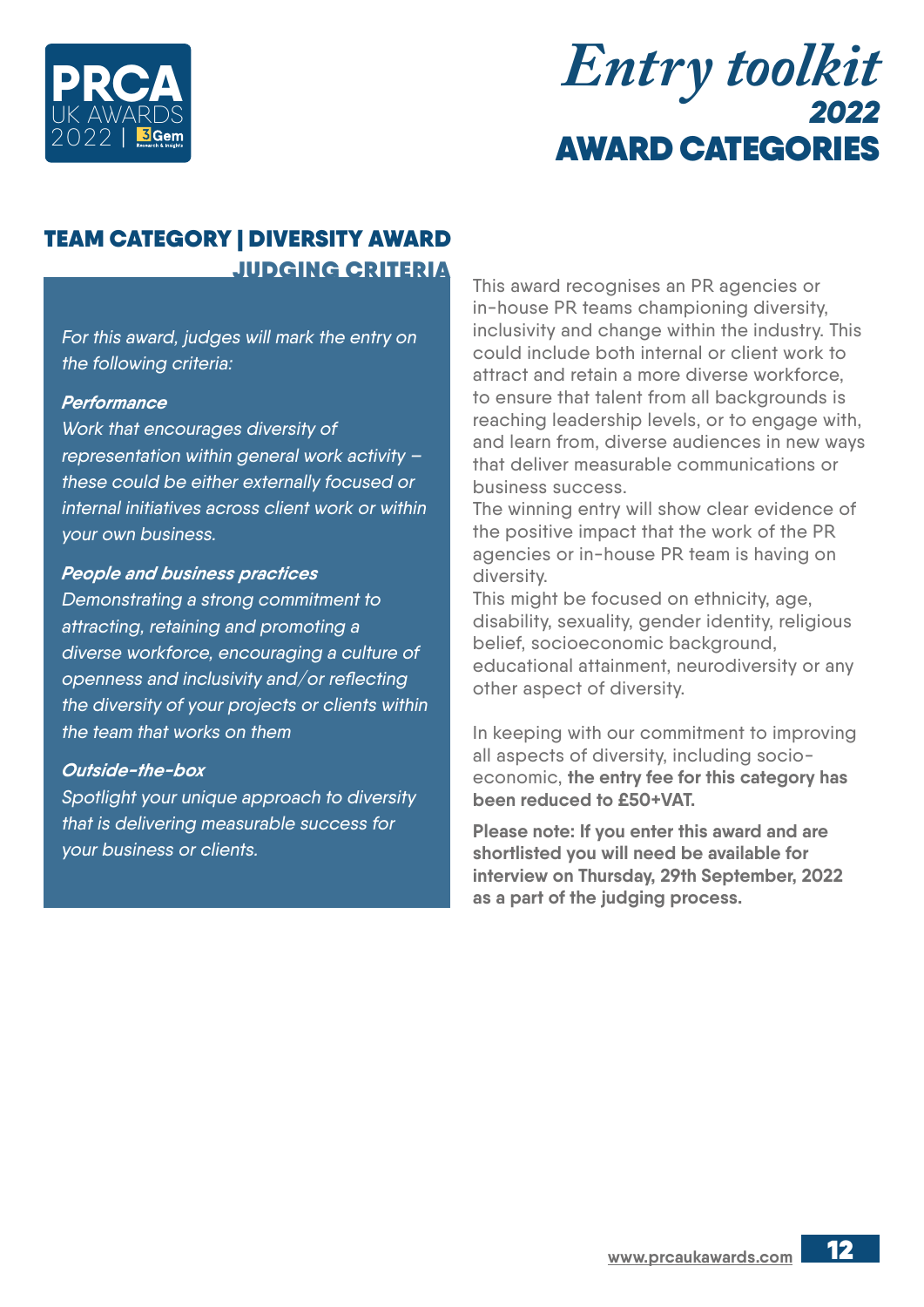# Entry toolkit 2022

# AWARD CATEGORIES

## TEAM CATEGORY | DIVERSITY AWARD

### JUDGING CRITERIA

*For this award, judges will mark the entry on the following criteria:*

***Performance***

*Work that encourages diversity of representation within general work activity – these could be either externally focused or internal initiatives across client work or within your own business.*

***People and business practices***

*Demonstrating a strong commitment to attracting, retaining and promoting a diverse workforce, encouraging a culture of openness and inclusivity and/or reflecting the diversity of your projects or clients within the team that works on them*

***Outside-the-box***

*Spotlight your unique approach to diversity that is delivering measurable success for your business or clients.*

This award recognises an PR agencies or in-house PR teams championing diversity, inclusivity and change within the industry. This could include both internal or client work to attract and retain a more diverse workforce, to ensure that talent from all backgrounds is reaching leadership levels, or to engage with, and learn from, diverse audiences in new ways that deliver measurable communications or business success.

The winning entry will show clear evidence of the positive impact that the work of the PR agencies or in-house PR team is having on diversity.

This might be focused on ethnicity, age, disability, sexuality, gender identity, religious belief, socioeconomic background, educational attainment, neurodiversity or any other aspect of diversity.

In keeping with our commitment to improving all aspects of diversity, including socio-economic, **the entry fee for this category has been reduced to £50+VAT.**

**Please note: If you enter this award and are shortlisted you will need be available for interview on Thursday, 29th September, 2022 as a part of the judging process.**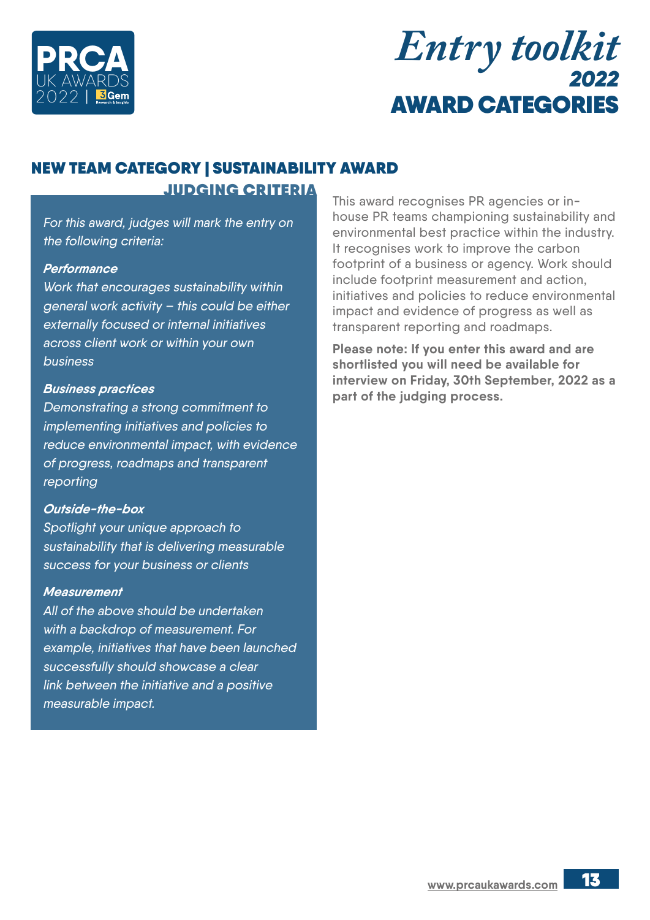# NEW TEAM CATEGORY | SUSTAINABILITY AWARD

## JUDGING CRITERIA

*For this award, judges will mark the entry on the following criteria:*

***Performance***

*Work that encourages sustainability within general work activity – this could be either externally focused or internal initiatives across client work or within your own business*

***Business practices***

*Demonstrating a strong commitment to implementing initiatives and policies to reduce environmental impact, with evidence of progress, roadmaps and transparent reporting*

***Outside-the-box***

*Spotlight your unique approach to sustainability that is delivering measurable success for your business or clients*

***Measurement***

*All of the above should be undertaken with a backdrop of measurement. For example, initiatives that have been launched successfully should showcase a clear link between the initiative and a positive measurable impact.*

This award recognises PR agencies or in-house PR teams championing sustainability and environmental best practice within the industry. It recognises work to improve the carbon footprint of a business or agency. Work should include footprint measurement and action, initiatives and policies to reduce environmental impact and evidence of progress as well as transparent reporting and roadmaps.

**Please note: If you enter this award and are shortlisted you will need be available for interview on Friday, 30th September, 2022 as a part of the judging process.**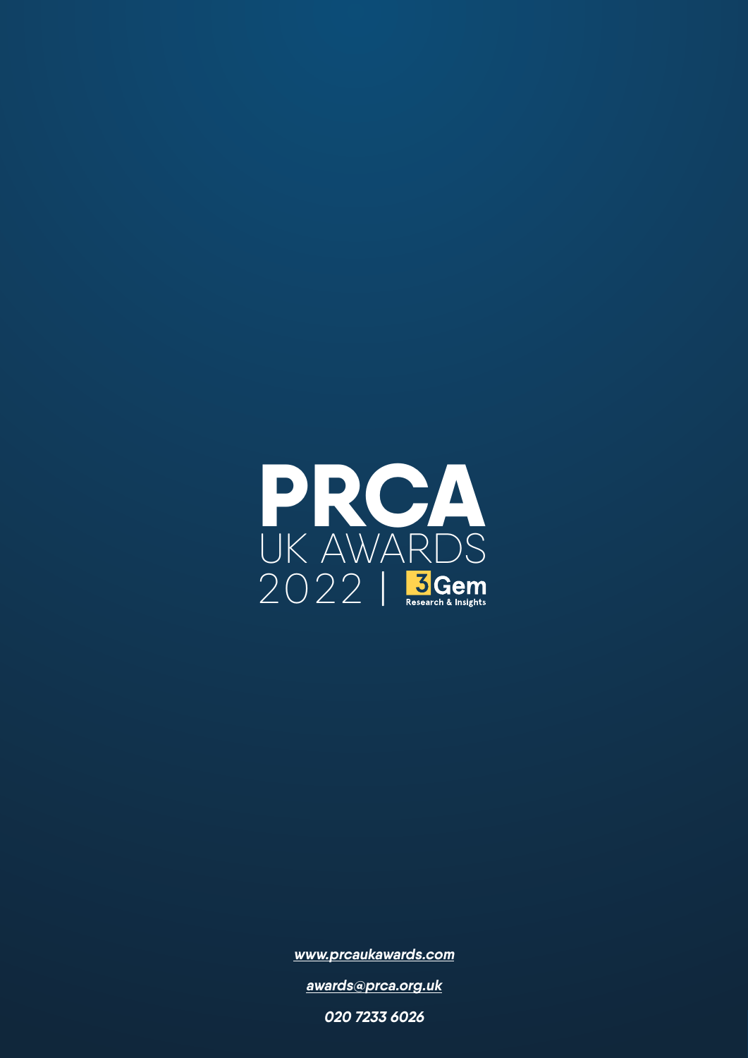PRCA
UK AWARDS
2022 | 3Gem Research & Insights

*[www.prcaukawards.com](http://www.prcaukawards.com)*

*[awards@prca.org.uk](mailto:awards@prca.org.uk)*

*020 7233 6026*